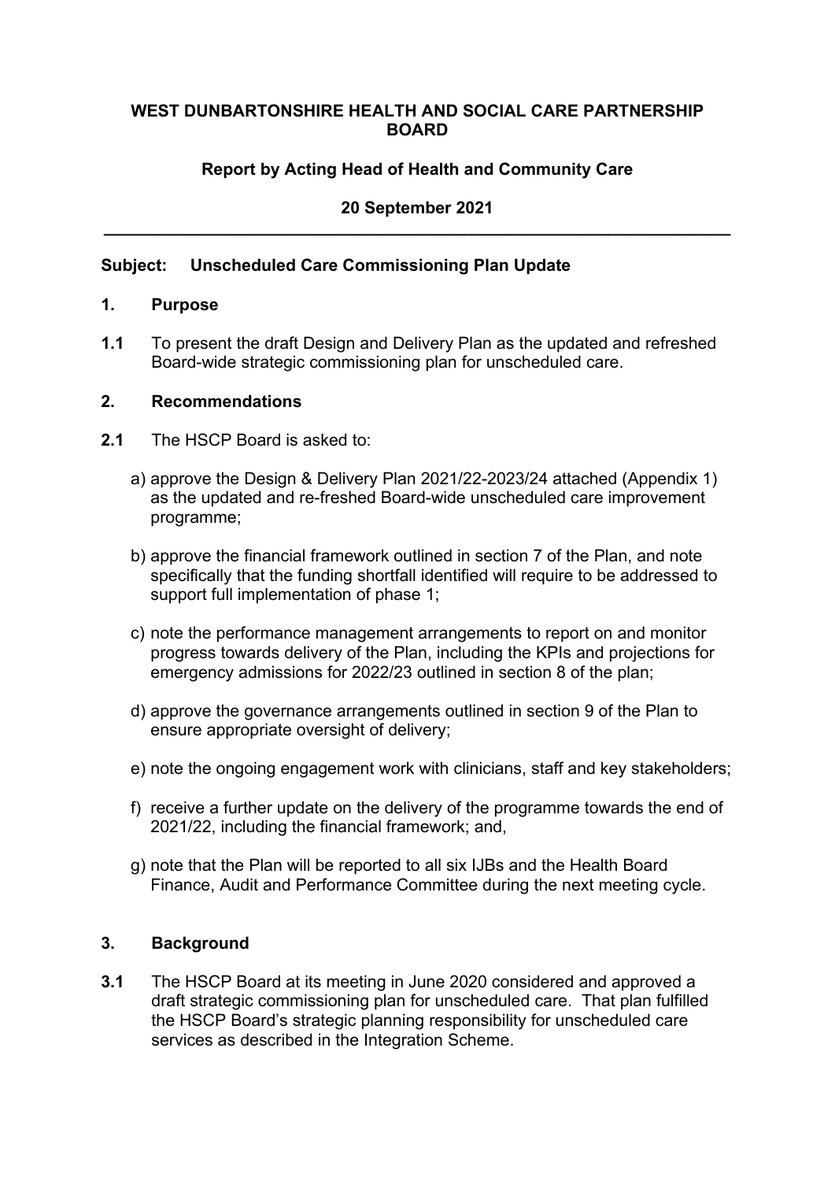**WEST DUNBARTONSHIRE HEALTH AND SOCIAL CARE PARTNERSHIP BOARD**

**Report by Acting Head of Health and Community Care**

**20 September 2021**

---

**Subject: Unscheduled Care Commissioning Plan Update**

## 1. Purpose

**1.1** To present the draft Design and Delivery Plan as the updated and refreshed Board-wide strategic commissioning plan for unscheduled care.

## 2. Recommendations

**2.1** The HSCP Board is asked to:

a) approve the Design & Delivery Plan 2021/22-2023/24 attached (Appendix 1) as the updated and re-freshed Board-wide unscheduled care improvement programme;

b) approve the financial framework outlined in section 7 of the Plan, and note specifically that the funding shortfall identified will require to be addressed to support full implementation of phase 1;

c) note the performance management arrangements to report on and monitor progress towards delivery of the Plan, including the KPIs and projections for emergency admissions for 2022/23 outlined in section 8 of the plan;

d) approve the governance arrangements outlined in section 9 of the Plan to ensure appropriate oversight of delivery;

e) note the ongoing engagement work with clinicians, staff and key stakeholders;

f) receive a further update on the delivery of the programme towards the end of 2021/22, including the financial framework; and,

g) note that the Plan will be reported to all six IJBs and the Health Board Finance, Audit and Performance Committee during the next meeting cycle.

## 3. Background

**3.1** The HSCP Board at its meeting in June 2020 considered and approved a draft strategic commissioning plan for unscheduled care. That plan fulfilled the HSCP Board's strategic planning responsibility for unscheduled care services as described in the Integration Scheme.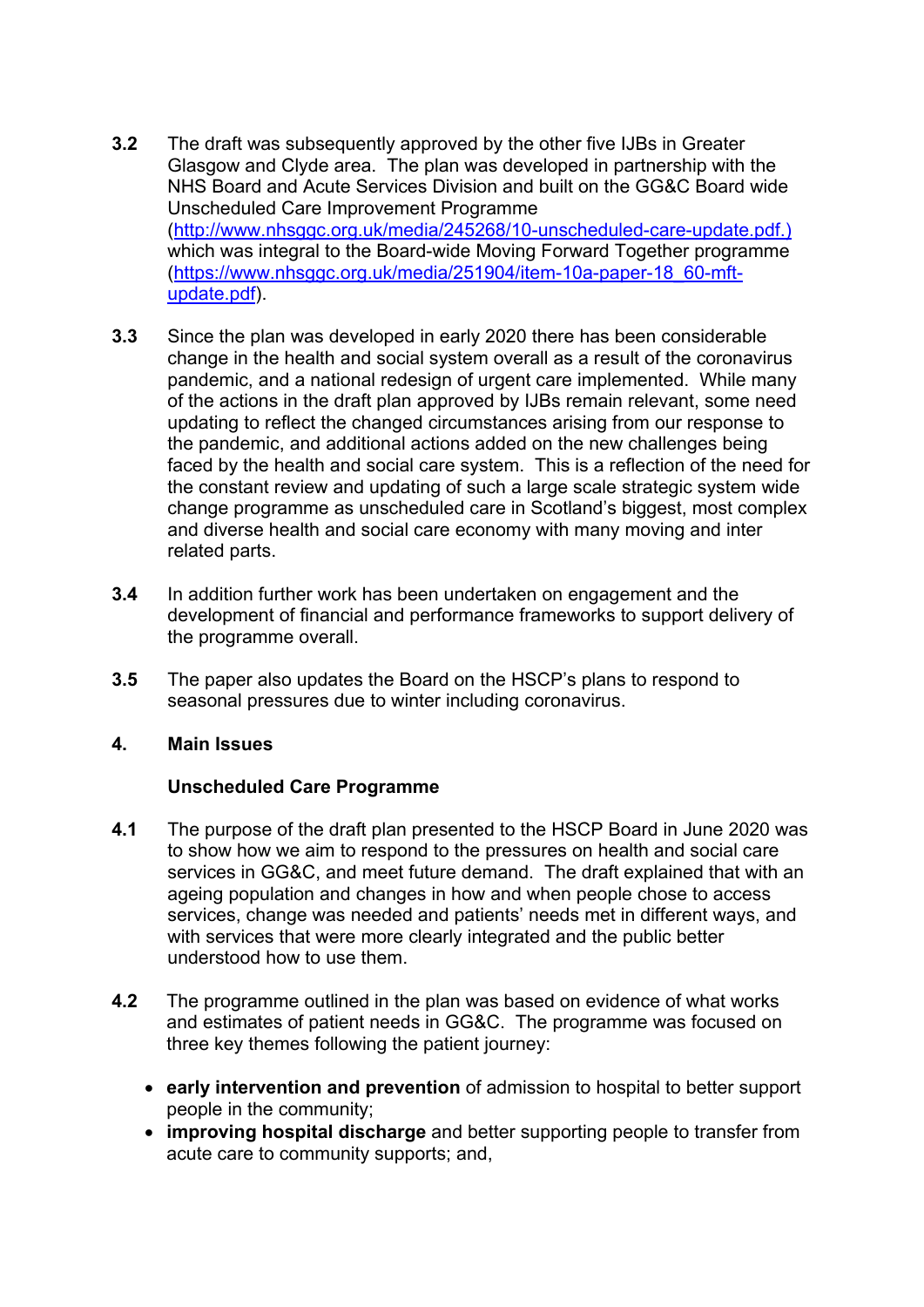3.2 The draft was subsequently approved by the other five IJBs in Greater Glasgow and Clyde area. The plan was developed in partnership with the NHS Board and Acute Services Division and built on the GG&C Board wide Unscheduled Care Improvement Programme (http://www.nhsggc.org.uk/media/245268/10-unscheduled-care-update.pdf.) which was integral to the Board-wide Moving Forward Together programme (https://www.nhsggc.org.uk/media/251904/item-10a-paper-18_60-mft-update.pdf).

3.3 Since the plan was developed in early 2020 there has been considerable change in the health and social system overall as a result of the coronavirus pandemic, and a national redesign of urgent care implemented. While many of the actions in the draft plan approved by IJBs remain relevant, some need updating to reflect the changed circumstances arising from our response to the pandemic, and additional actions added on the new challenges being faced by the health and social care system. This is a reflection of the need for the constant review and updating of such a large scale strategic system wide change programme as unscheduled care in Scotland's biggest, most complex and diverse health and social care economy with many moving and inter related parts.

3.4 In addition further work has been undertaken on engagement and the development of financial and performance frameworks to support delivery of the programme overall.

3.5 The paper also updates the Board on the HSCP's plans to respond to seasonal pressures due to winter including coronavirus.

## 4. Main Issues

### Unscheduled Care Programme

4.1 The purpose of the draft plan presented to the HSCP Board in June 2020 was to show how we aim to respond to the pressures on health and social care services in GG&C, and meet future demand. The draft explained that with an ageing population and changes in how and when people chose to access services, change was needed and patients' needs met in different ways, and with services that were more clearly integrated and the public better understood how to use them.

4.2 The programme outlined in the plan was based on evidence of what works and estimates of patient needs in GG&C. The programme was focused on three key themes following the patient journey:

- **early intervention and prevention** of admission to hospital to better support people in the community;
- **improving hospital discharge** and better supporting people to transfer from acute care to community supports; and,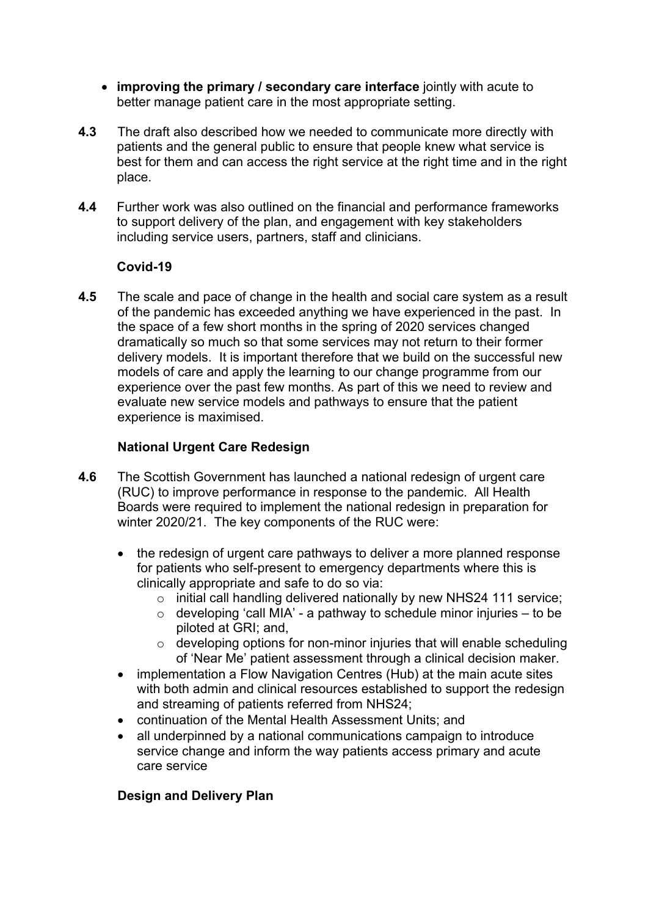- **improving the primary / secondary care interface** jointly with acute to better manage patient care in the most appropriate setting.

**4.3** The draft also described how we needed to communicate more directly with patients and the general public to ensure that people knew what service is best for them and can access the right service at the right time and in the right place.

**4.4** Further work was also outlined on the financial and performance frameworks to support delivery of the plan, and engagement with key stakeholders including service users, partners, staff and clinicians.

**Covid-19**

**4.5** The scale and pace of change in the health and social care system as a result of the pandemic has exceeded anything we have experienced in the past. In the space of a few short months in the spring of 2020 services changed dramatically so much so that some services may not return to their former delivery models. It is important therefore that we build on the successful new models of care and apply the learning to our change programme from our experience over the past few months. As part of this we need to review and evaluate new service models and pathways to ensure that the patient experience is maximised.

**National Urgent Care Redesign**

**4.6** The Scottish Government has launched a national redesign of urgent care (RUC) to improve performance in response to the pandemic. All Health Boards were required to implement the national redesign in preparation for winter 2020/21. The key components of the RUC were:

- the redesign of urgent care pathways to deliver a more planned response for patients who self-present to emergency departments where this is clinically appropriate and safe to do so via:
  - initial call handling delivered nationally by new NHS24 111 service;
  - developing 'call MIA' - a pathway to schedule minor injuries – to be piloted at GRI; and,
  - developing options for non-minor injuries that will enable scheduling of 'Near Me' patient assessment through a clinical decision maker.
- implementation a Flow Navigation Centres (Hub) at the main acute sites with both admin and clinical resources established to support the redesign and streaming of patients referred from NHS24;
- continuation of the Mental Health Assessment Units; and
- all underpinned by a national communications campaign to introduce service change and inform the way patients access primary and acute care service

**Design and Delivery Plan**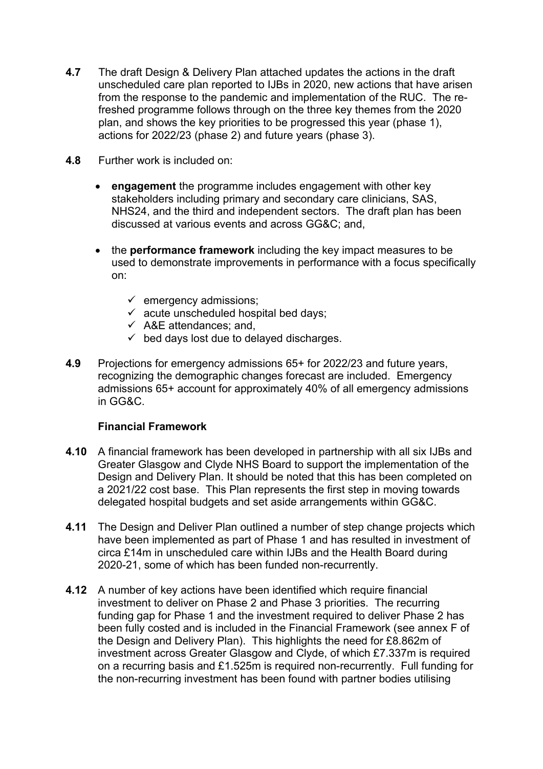**4.7** The draft Design & Delivery Plan attached updates the actions in the draft unscheduled care plan reported to IJBs in 2020, new actions that have arisen from the response to the pandemic and implementation of the RUC. The re-freshed programme follows through on the three key themes from the 2020 plan, and shows the key priorities to be progressed this year (phase 1), actions for 2022/23 (phase 2) and future years (phase 3).

**4.8** Further work is included on:

- **engagement** the programme includes engagement with other key stakeholders including primary and secondary care clinicians, SAS, NHS24, and the third and independent sectors. The draft plan has been discussed at various events and across GG&C; and,
- the **performance framework** including the key impact measures to be used to demonstrate improvements in performance with a focus specifically on:
  - ✓ emergency admissions;
  - ✓ acute unscheduled hospital bed days;
  - ✓ A&E attendances; and,
  - ✓ bed days lost due to delayed discharges.

**4.9** Projections for emergency admissions 65+ for 2022/23 and future years, recognizing the demographic changes forecast are included. Emergency admissions 65+ account for approximately 40% of all emergency admissions in GG&C.

**Financial Framework**

**4.10** A financial framework has been developed in partnership with all six IJBs and Greater Glasgow and Clyde NHS Board to support the implementation of the Design and Delivery Plan. It should be noted that this has been completed on a 2021/22 cost base. This Plan represents the first step in moving towards delegated hospital budgets and set aside arrangements within GG&C.

**4.11** The Design and Deliver Plan outlined a number of step change projects which have been implemented as part of Phase 1 and has resulted in investment of circa £14m in unscheduled care within IJBs and the Health Board during 2020-21, some of which has been funded non-recurrently.

**4.12** A number of key actions have been identified which require financial investment to deliver on Phase 2 and Phase 3 priorities. The recurring funding gap for Phase 1 and the investment required to deliver Phase 2 has been fully costed and is included in the Financial Framework (see annex F of the Design and Delivery Plan). This highlights the need for £8.862m of investment across Greater Glasgow and Clyde, of which £7.337m is required on a recurring basis and £1.525m is required non-recurrently. Full funding for the non-recurring investment has been found with partner bodies utilising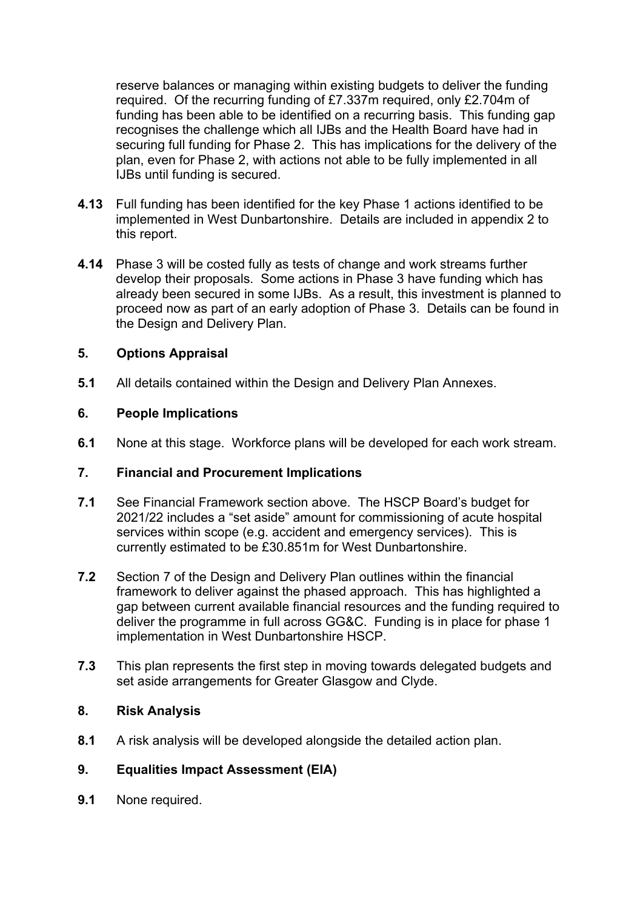reserve balances or managing within existing budgets to deliver the funding required. Of the recurring funding of £7.337m required, only £2.704m of funding has been able to be identified on a recurring basis. This funding gap recognises the challenge which all IJBs and the Health Board have had in securing full funding for Phase 2. This has implications for the delivery of the plan, even for Phase 2, with actions not able to be fully implemented in all IJBs until funding is secured.

**4.13** Full funding has been identified for the key Phase 1 actions identified to be implemented in West Dunbartonshire. Details are included in appendix 2 to this report.

**4.14** Phase 3 will be costed fully as tests of change and work streams further develop their proposals. Some actions in Phase 3 have funding which has already been secured in some IJBs. As a result, this investment is planned to proceed now as part of an early adoption of Phase 3. Details can be found in the Design and Delivery Plan.

## 5. Options Appraisal

**5.1** All details contained within the Design and Delivery Plan Annexes.

## 6. People Implications

**6.1** None at this stage. Workforce plans will be developed for each work stream.

## 7. Financial and Procurement Implications

**7.1** See Financial Framework section above. The HSCP Board's budget for 2021/22 includes a "set aside" amount for commissioning of acute hospital services within scope (e.g. accident and emergency services). This is currently estimated to be £30.851m for West Dunbartonshire.

**7.2** Section 7 of the Design and Delivery Plan outlines within the financial framework to deliver against the phased approach. This has highlighted a gap between current available financial resources and the funding required to deliver the programme in full across GG&C. Funding is in place for phase 1 implementation in West Dunbartonshire HSCP.

**7.3** This plan represents the first step in moving towards delegated budgets and set aside arrangements for Greater Glasgow and Clyde.

## 8. Risk Analysis

**8.1** A risk analysis will be developed alongside the detailed action plan.

## 9. Equalities Impact Assessment (EIA)

**9.1** None required.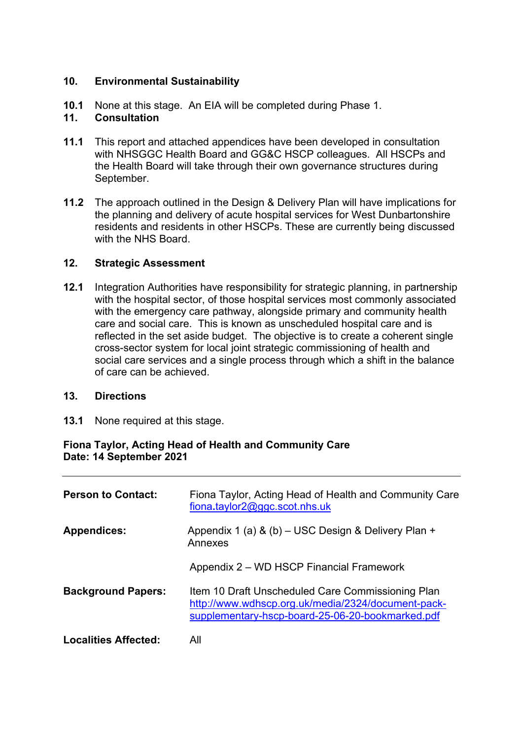## 10. Environmental Sustainability

**10.1** None at this stage. An EIA will be completed during Phase 1.

## 11. Consultation

**11.1** This report and attached appendices have been developed in consultation with NHSGGC Health Board and GG&C HSCP colleagues. All HSCPs and the Health Board will take through their own governance structures during September.

**11.2** The approach outlined in the Design & Delivery Plan will have implications for the planning and delivery of acute hospital services for West Dunbartonshire residents and residents in other HSCPs. These are currently being discussed with the NHS Board.

## 12. Strategic Assessment

**12.1** Integration Authorities have responsibility for strategic planning, in partnership with the hospital sector, of those hospital services most commonly associated with the emergency care pathway, alongside primary and community health care and social care. This is known as unscheduled hospital care and is reflected in the set aside budget. The objective is to create a coherent single cross-sector system for local joint strategic commissioning of health and social care services and a single process through which a shift in the balance of care can be achieved.

## 13. Directions

**13.1** None required at this stage.

**Fiona Taylor, Acting Head of Health and Community Care**
**Date: 14 September 2021**

---

| | |
|---|---|
| **Person to Contact:** | Fiona Taylor, Acting Head of Health and Community Care fiona.taylor2@ggc.scot.nhs.uk |
| **Appendices:** | Appendix 1 (a) & (b) – USC Design & Delivery Plan + Annexes |
| | Appendix 2 – WD HSCP Financial Framework |
| **Background Papers:** | Item 10 Draft Unscheduled Care Commissioning Plan http://www.wdhscp.org.uk/media/2324/document-pack-supplementary-hscp-board-25-06-20-bookmarked.pdf |
| **Localities Affected:** | All |